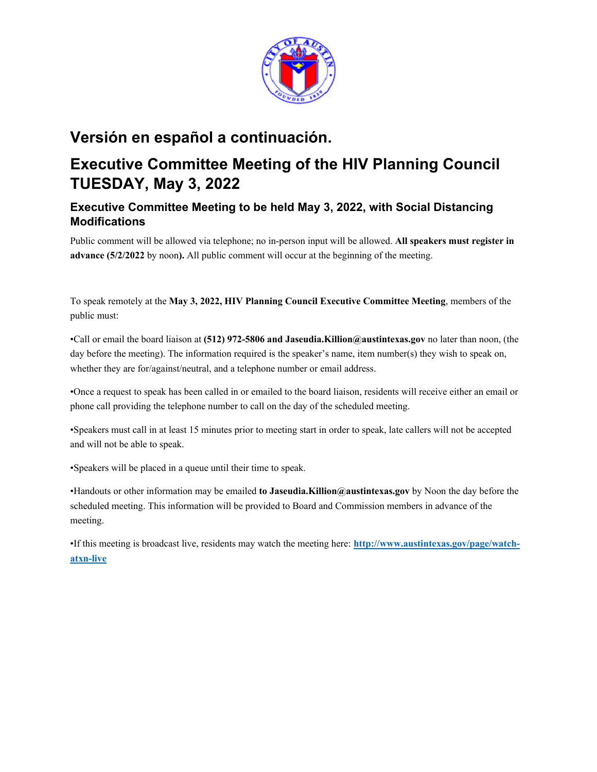## Versión en español a continuación.

# Executive Committee Meeting of the HIV Planning Council TUESDAY, May 3, 2022

### Executive Committee Meeting to be held May 3, 2022, with Social Distancing Modifications

Public comment will be allowed via telephone; no in-person input will be allowed. **All speakers must register in advance (5/2/2022** by noon**).** All public comment will occur at the beginning of the meeting.

To speak remotely at the **May 3, 2022, HIV Planning Council Executive Committee Meeting**, members of the public must:

•Call or email the board liaison at **(512) 972-5806 and Jaseudia.Killion@austintexas.gov** no later than noon, (the day before the meeting). The information required is the speaker's name, item number(s) they wish to speak on, whether they are for/against/neutral, and a telephone number or email address.

•Once a request to speak has been called in or emailed to the board liaison, residents will receive either an email or phone call providing the telephone number to call on the day of the scheduled meeting.

•Speakers must call in at least 15 minutes prior to meeting start in order to speak, late callers will not be accepted and will not be able to speak.

•Speakers will be placed in a queue until their time to speak.

•Handouts or other information may be emailed **to Jaseudia.Killion@austintexas.gov** by Noon the day before the scheduled meeting. This information will be provided to Board and Commission members in advance of the meeting.

•If this meeting is broadcast live, residents may watch the meeting here: **http://www.austintexas.gov/page/watch-atxn-live**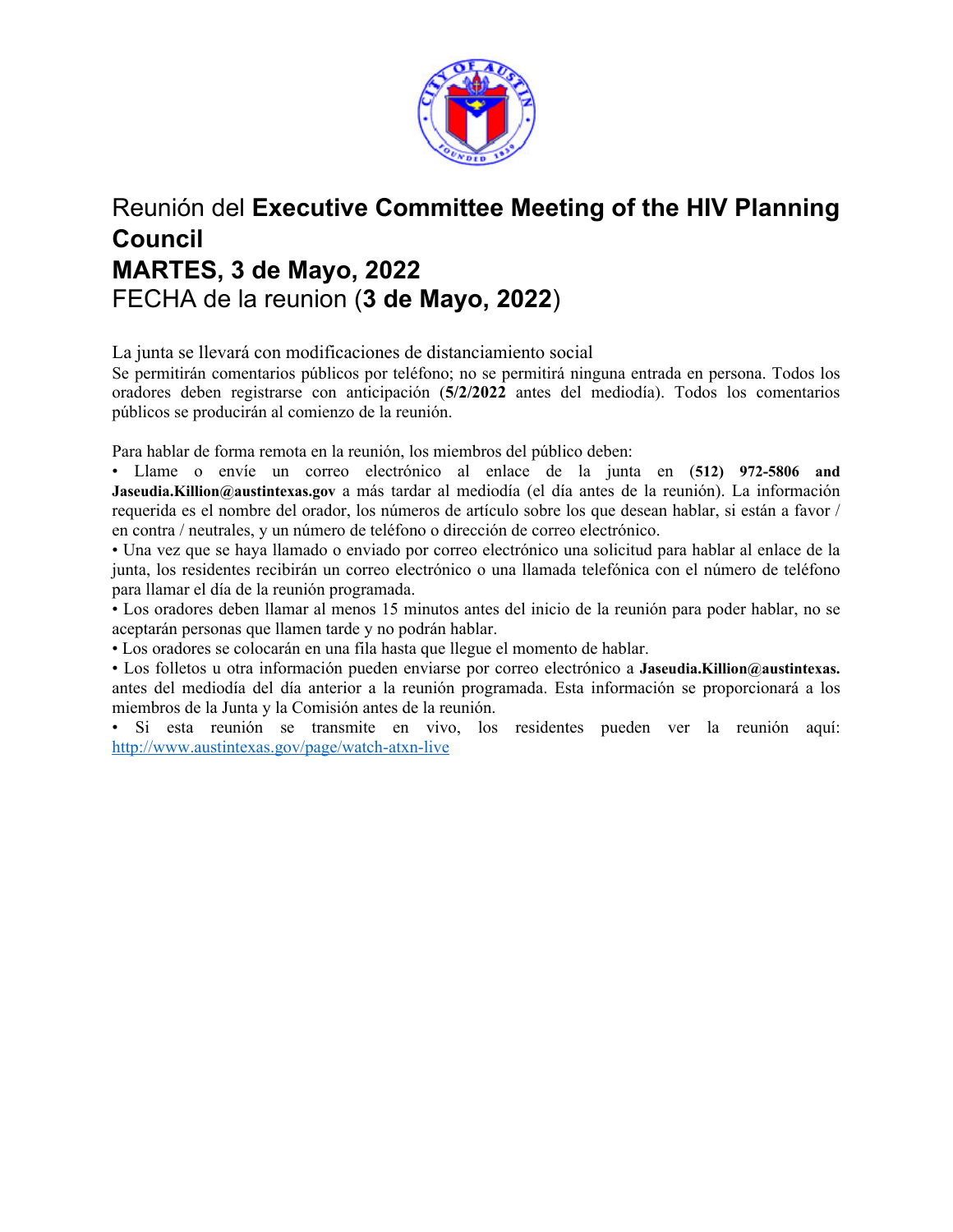# Reunión del **Executive Committee Meeting of the HIV Planning Council**
# **MARTES, 3 de Mayo, 2022**
## FECHA de la reunion (**3 de Mayo, 2022**)

La junta se llevará con modificaciones de distanciamiento social

Se permitirán comentarios públicos por teléfono; no se permitirá ninguna entrada en persona. Todos los oradores deben registrarse con anticipación (**5/2/2022** antes del mediodía). Todos los comentarios públicos se producirán al comienzo de la reunión.

Para hablar de forma remota en la reunión, los miembros del público deben:

- Llame o envíe un correo electrónico al enlace de la junta en **(512) 972-5806 and Jaseudia.Killion@austintexas.gov** a más tardar al mediodía (el día antes de la reunión). La información requerida es el nombre del orador, los números de artículo sobre los que desean hablar, si están a favor / en contra / neutrales, y un número de teléfono o dirección de correo electrónico.
- Una vez que se haya llamado o enviado por correo electrónico una solicitud para hablar al enlace de la junta, los residentes recibirán un correo electrónico o una llamada telefónica con el número de teléfono para llamar el día de la reunión programada.
- Los oradores deben llamar al menos 15 minutos antes del inicio de la reunión para poder hablar, no se aceptarán personas que llamen tarde y no podrán hablar.
- Los oradores se colocarán en una fila hasta que llegue el momento de hablar.
- Los folletos u otra información pueden enviarse por correo electrónico a **Jaseudia.Killion@austintexas.** antes del mediodía del día anterior a la reunión programada. Esta información se proporcionará a los miembros de la Junta y la Comisión antes de la reunión.
- Si esta reunión se transmite en vivo, los residentes pueden ver la reunión aquí: http://www.austintexas.gov/page/watch-atxn-live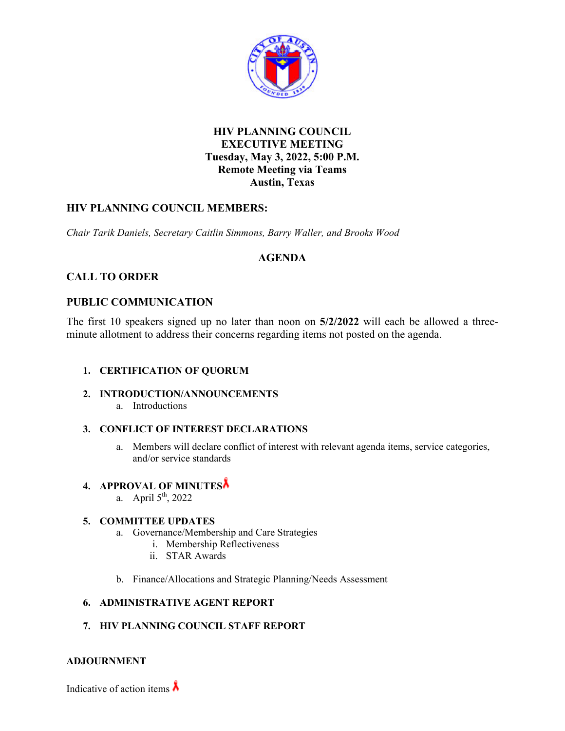# HIV PLANNING COUNCIL
# EXECUTIVE MEETING
# Tuesday, May 3, 2022, 5:00 P.M.
# Remote Meeting via Teams
# Austin, Texas

## HIV PLANNING COUNCIL MEMBERS:

*Chair Tarik Daniels, Secretary Caitlin Simmons, Barry Waller, and Brooks Wood*

## AGENDA

## CALL TO ORDER

## PUBLIC COMMUNICATION

The first 10 speakers signed up no later than noon on **5/2/2022** will each be allowed a three-minute allotment to address their concerns regarding items not posted on the agenda.

1. **CERTIFICATION OF QUORUM**

2. **INTRODUCTION/ANNOUNCEMENTS**
   a. Introductions

3. **CONFLICT OF INTEREST DECLARATIONS**
   a. Members will declare conflict of interest with relevant agenda items, service categories, and/or service standards

4. **APPROVAL OF MINUTES** 🎗
   a. April 5th, 2022

5. **COMMITTEE UPDATES**
   a. Governance/Membership and Care Strategies
      i. Membership Reflectiveness
      ii. STAR Awards

   b. Finance/Allocations and Strategic Planning/Needs Assessment

6. **ADMINISTRATIVE AGENT REPORT**

7. **HIV PLANNING COUNCIL STAFF REPORT**

## ADJOURNMENT

Indicative of action items 🎗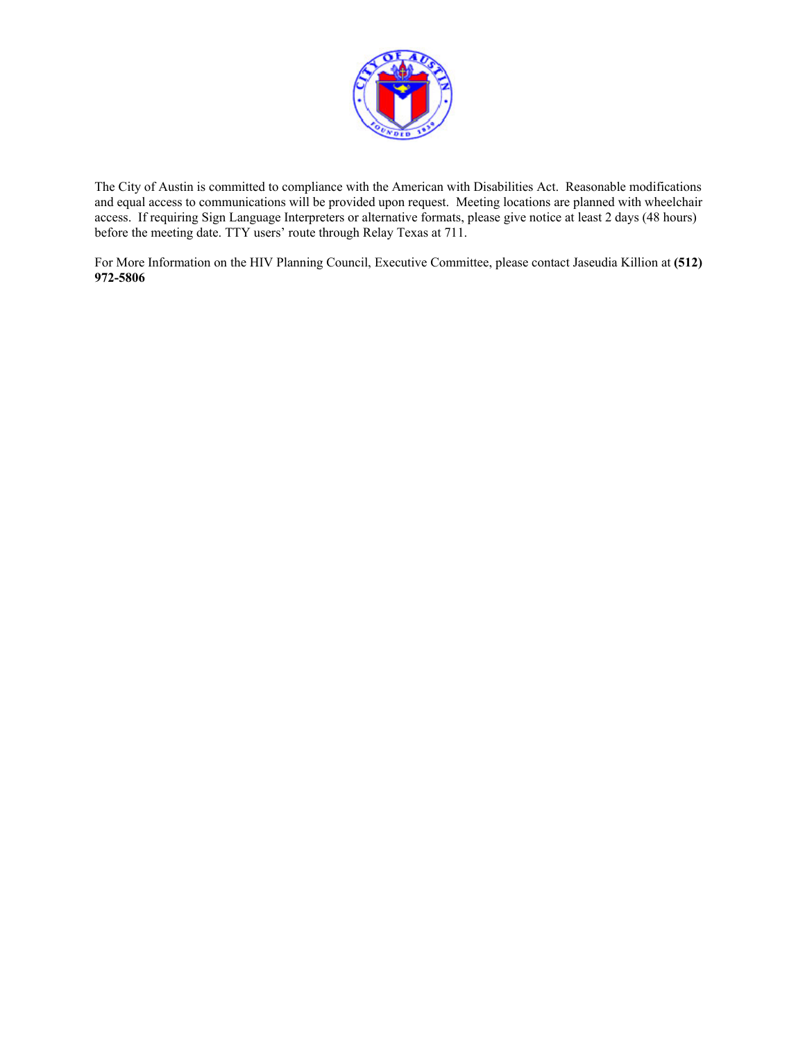The City of Austin is committed to compliance with the American with Disabilities Act. Reasonable modifications and equal access to communications will be provided upon request. Meeting locations are planned with wheelchair access. If requiring Sign Language Interpreters or alternative formats, please give notice at least 2 days (48 hours) before the meeting date. TTY users' route through Relay Texas at 711.

For More Information on the HIV Planning Council, Executive Committee, please contact Jaseudia Killion at **(512) 972-5806**